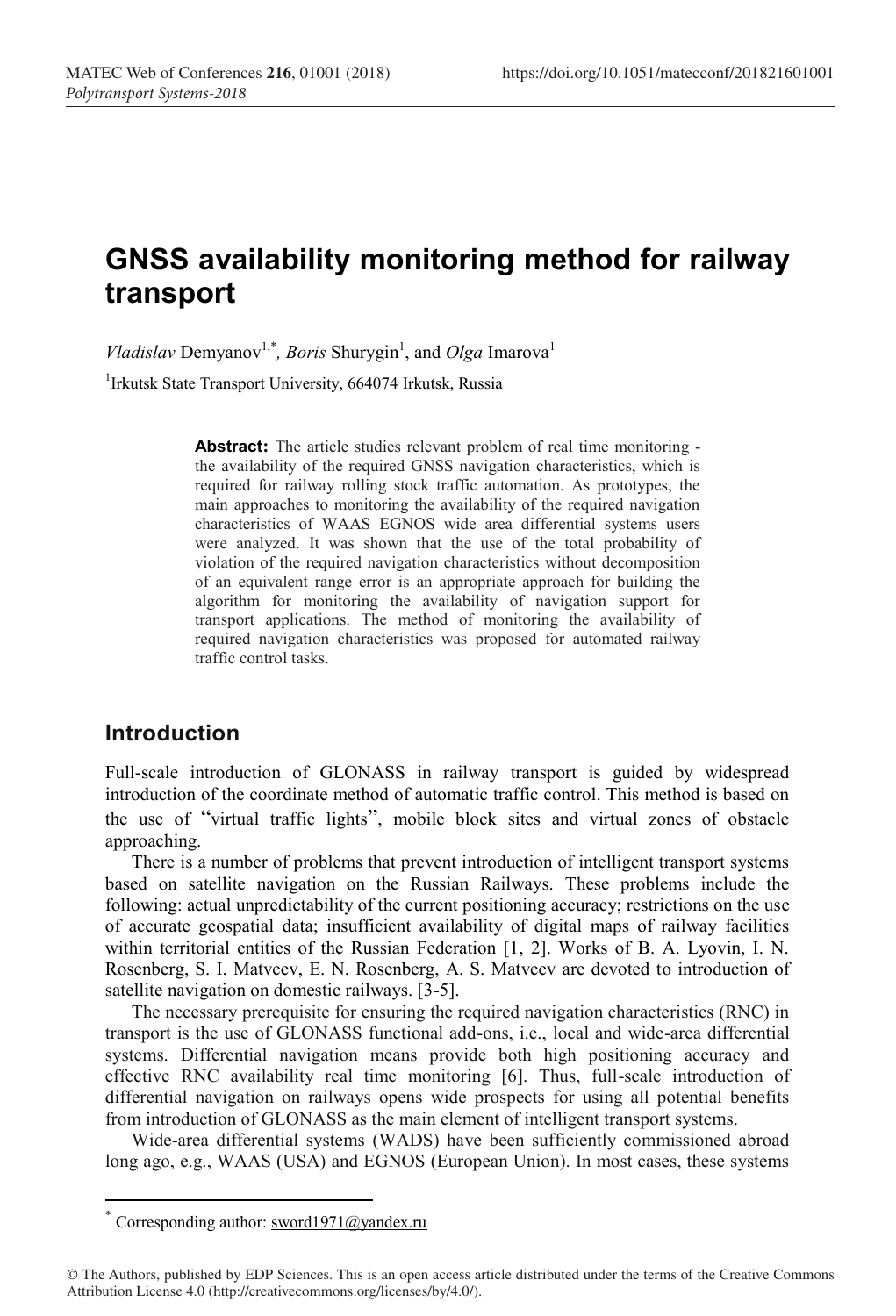# GNSS availability monitoring method for railway transport

*Vladislav* Demyanov[1,*], *Boris* Shurygin[1], and *Olga* Imarova[1]

[1]Irkutsk State Transport University, 664074 Irkutsk, Russia

**Abstract:** The article studies relevant problem of real time monitoring - the availability of the required GNSS navigation characteristics, which is required for railway rolling stock traffic automation. As prototypes, the main approaches to monitoring the availability of the required navigation characteristics of WAAS EGNOS wide area differential systems users were analyzed. It was shown that the use of the total probability of violation of the required navigation characteristics without decomposition of an equivalent range error is an appropriate approach for building the algorithm for monitoring the availability of navigation support for transport applications. The method of monitoring the availability of required navigation characteristics was proposed for automated railway traffic control tasks.

## Introduction

Full-scale introduction of GLONASS in railway transport is guided by widespread introduction of the coordinate method of automatic traffic control. This method is based on the use of "virtual traffic lights", mobile block sites and virtual zones of obstacle approaching.

There is a number of problems that prevent introduction of intelligent transport systems based on satellite navigation on the Russian Railways. These problems include the following: actual unpredictability of the current positioning accuracy; restrictions on the use of accurate geospatial data; insufficient availability of digital maps of railway facilities within territorial entities of the Russian Federation [1, 2]. Works of B. A. Lyovin, I. N. Rosenberg, S. I. Matveev, E. N. Rosenberg, A. S. Matveev are devoted to introduction of satellite navigation on domestic railways. [3-5].

The necessary prerequisite for ensuring the required navigation characteristics (RNC) in transport is the use of GLONASS functional add-ons, i.e., local and wide-area differential systems. Differential navigation means provide both high positioning accuracy and effective RNC availability real time monitoring [6]. Thus, full-scale introduction of differential navigation on railways opens wide prospects for using all potential benefits from introduction of GLONASS as the main element of intelligent transport systems.

Wide-area differential systems (WADS) have been sufficiently commissioned abroad long ago, e.g., WAAS (USA) and EGNOS (European Union). In most cases, these systems

---

* Corresponding author: sword1971@yandex.ru

© The Authors, published by EDP Sciences. This is an open access article distributed under the terms of the Creative Commons Attribution License 4.0 (http://creativecommons.org/licenses/by/4.0/).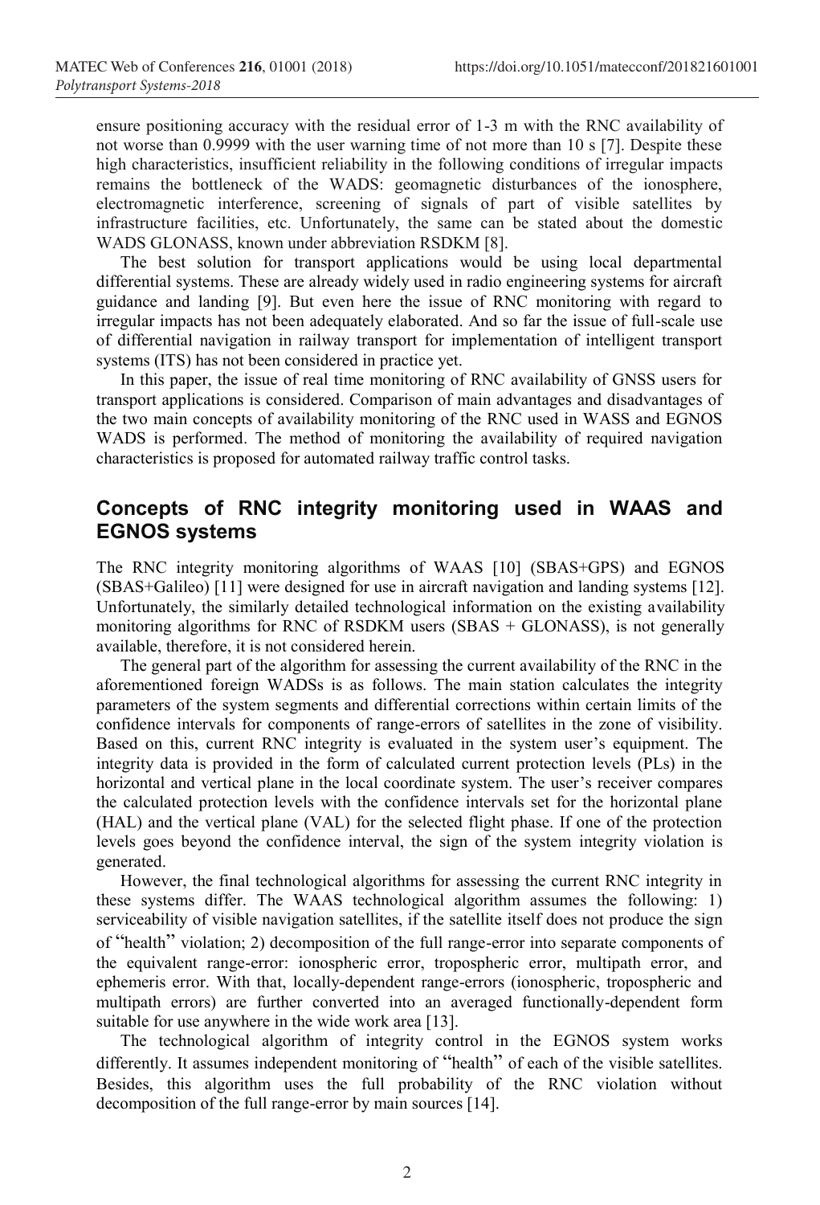ensure positioning accuracy with the residual error of 1-3 m with the RNC availability of not worse than 0.9999 with the user warning time of not more than 10 s [7]. Despite these high characteristics, insufficient reliability in the following conditions of irregular impacts remains the bottleneck of the WADS: geomagnetic disturbances of the ionosphere, electromagnetic interference, screening of signals of part of visible satellites by infrastructure facilities, etc. Unfortunately, the same can be stated about the domestic WADS GLONASS, known under abbreviation RSDKM [8].

The best solution for transport applications would be using local departmental differential systems. These are already widely used in radio engineering systems for aircraft guidance and landing [9]. But even here the issue of RNC monitoring with regard to irregular impacts has not been adequately elaborated. And so far the issue of full-scale use of differential navigation in railway transport for implementation of intelligent transport systems (ITS) has not been considered in practice yet.

In this paper, the issue of real time monitoring of RNC availability of GNSS users for transport applications is considered. Comparison of main advantages and disadvantages of the two main concepts of availability monitoring of the RNC used in WASS and EGNOS WADS is performed. The method of monitoring the availability of required navigation characteristics is proposed for automated railway traffic control tasks.

## Concepts of RNC integrity monitoring used in WAAS and EGNOS systems

The RNC integrity monitoring algorithms of WAAS [10] (SBAS+GPS) and EGNOS (SBAS+Galileo) [11] were designed for use in aircraft navigation and landing systems [12]. Unfortunately, the similarly detailed technological information on the existing availability monitoring algorithms for RNC of RSDKM users (SBAS + GLONASS), is not generally available, therefore, it is not considered herein.

The general part of the algorithm for assessing the current availability of the RNC in the aforementioned foreign WADSs is as follows. The main station calculates the integrity parameters of the system segments and differential corrections within certain limits of the confidence intervals for components of range-errors of satellites in the zone of visibility. Based on this, current RNC integrity is evaluated in the system user's equipment. The integrity data is provided in the form of calculated current protection levels (PLs) in the horizontal and vertical plane in the local coordinate system. The user's receiver compares the calculated protection levels with the confidence intervals set for the horizontal plane (HAL) and the vertical plane (VAL) for the selected flight phase. If one of the protection levels goes beyond the confidence interval, the sign of the system integrity violation is generated.

However, the final technological algorithms for assessing the current RNC integrity in these systems differ. The WAAS technological algorithm assumes the following: 1) serviceability of visible navigation satellites, if the satellite itself does not produce the sign of "health" violation; 2) decomposition of the full range-error into separate components of the equivalent range-error: ionospheric error, tropospheric error, multipath error, and ephemeris error. With that, locally-dependent range-errors (ionospheric, tropospheric and multipath errors) are further converted into an averaged functionally-dependent form suitable for use anywhere in the wide work area [13].

The technological algorithm of integrity control in the EGNOS system works differently. It assumes independent monitoring of "health" of each of the visible satellites. Besides, this algorithm uses the full probability of the RNC violation without decomposition of the full range-error by main sources [14].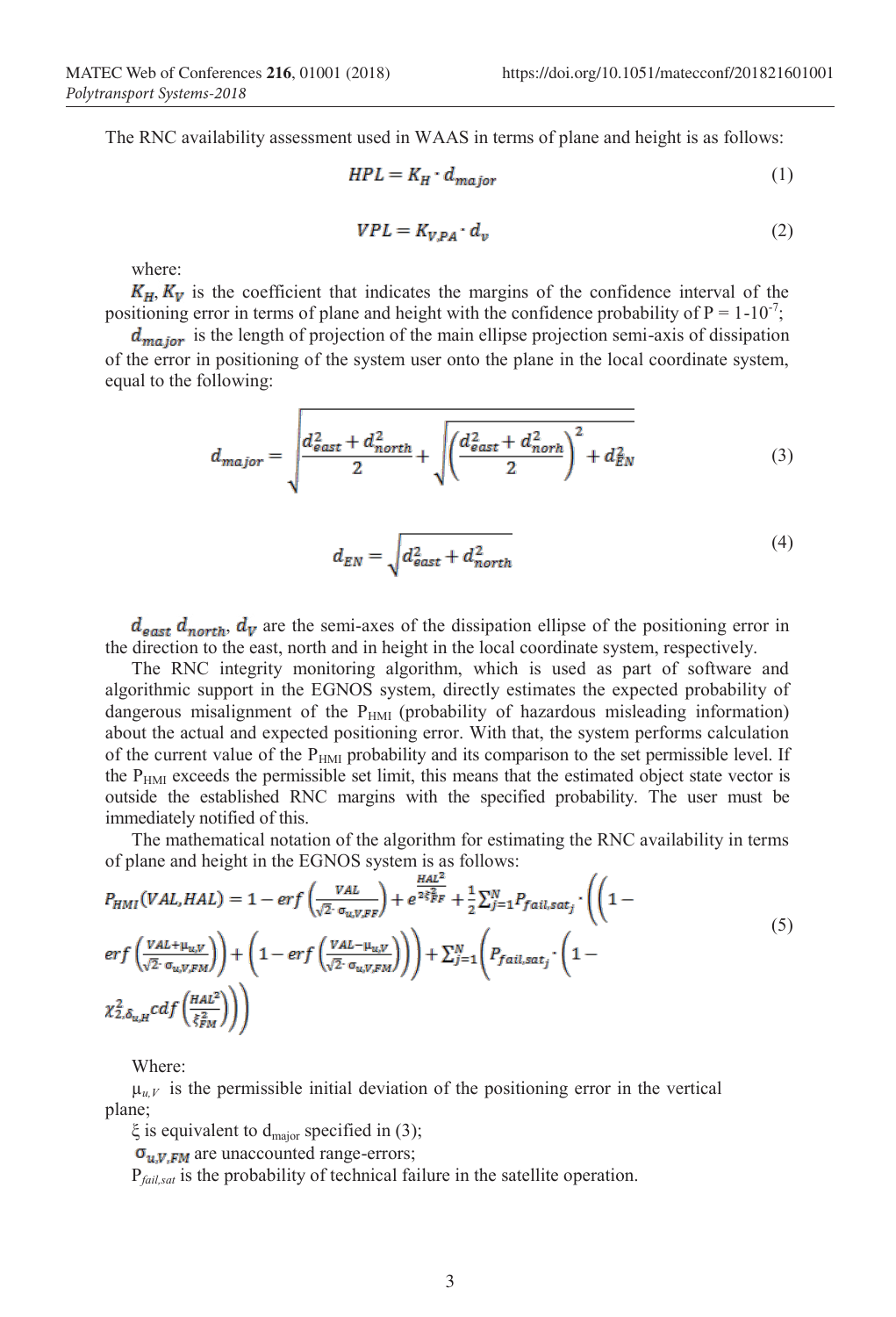The RNC availability assessment used in WAAS in terms of plane and height is as follows:

$$HPL = K_H \cdot d_{major} \tag{1}$$

$$VPL = K_{V,PA} \cdot d_v \tag{2}$$

where:

$K_H, K_V$ is the coefficient that indicates the margins of the confidence interval of the positioning error in terms of plane and height with the confidence probability of P = 1-10[-7];

$d_{major}$ is the length of projection of the main ellipse projection semi-axis of dissipation of the error in positioning of the system user onto the plane in the local coordinate system, equal to the following:

$$d_{major} = \sqrt{\frac{d_{east}^2 + d_{north}^2}{2} + \sqrt{\left(\frac{d_{east}^2 + d_{norh}^2}{2}\right)^2 + d_{EN}^2}} \tag{3}$$

$$d_{EN} = \sqrt{d_{east}^2 + d_{north}^2} \tag{4}$$

$d_{east}$ $d_{north}$, $d_V$ are the semi-axes of the dissipation ellipse of the positioning error in the direction to the east, north and in height in the local coordinate system, respectively.

The RNC integrity monitoring algorithm, which is used as part of software and algorithmic support in the EGNOS system, directly estimates the expected probability of dangerous misalignment of the $P_{HMI}$ (probability of hazardous misleading information) about the actual and expected positioning error. With that, the system performs calculation of the current value of the $P_{HMI}$ probability and its comparison to the set permissible level. If the $P_{HMI}$ exceeds the permissible set limit, this means that the estimated object state vector is outside the established RNC margins with the specified probability. The user must be immediately notified of this.

The mathematical notation of the algorithm for estimating the RNC availability in terms of plane and height in the EGNOS system is as follows:

$$P_{HMI}(VAL, HAL) = 1 - erf\left(\frac{VAL}{\sqrt{2} \cdot \sigma_{u,V,FF}}\right) + e^{\frac{HAL^2}{2\xi_{FF}^2}} + \frac{1}{2}\sum_{j=1}^{N} P_{fail,sat_j} \cdot \left(\left(1 - erf\left(\frac{VAL + \mu_{u,V}}{\sqrt{2} \cdot \sigma_{u,V,FM}}\right)\right) + \left(1 - erf\left(\frac{VAL - \mu_{u,V}}{\sqrt{2} \cdot \sigma_{u,V,FM}}\right)\right)\right) + \sum_{j=1}^{N}\left(P_{fail,sat_j} \cdot \left(1 - \chi^2_{2,\delta_{u,H}} cdf\left(\frac{HAL^2}{\xi_{FM}^2}\right)\right)\right) \tag{5}$$

Where:

$\mu_{u,V}$ is the permissible initial deviation of the positioning error in the vertical plane;

$\xi$ is equivalent to $d_{major}$ specified in (3);

$\sigma_{u,V,FM}$ are unaccounted range-errors;

$P_{fail,sat}$ is the probability of technical failure in the satellite operation.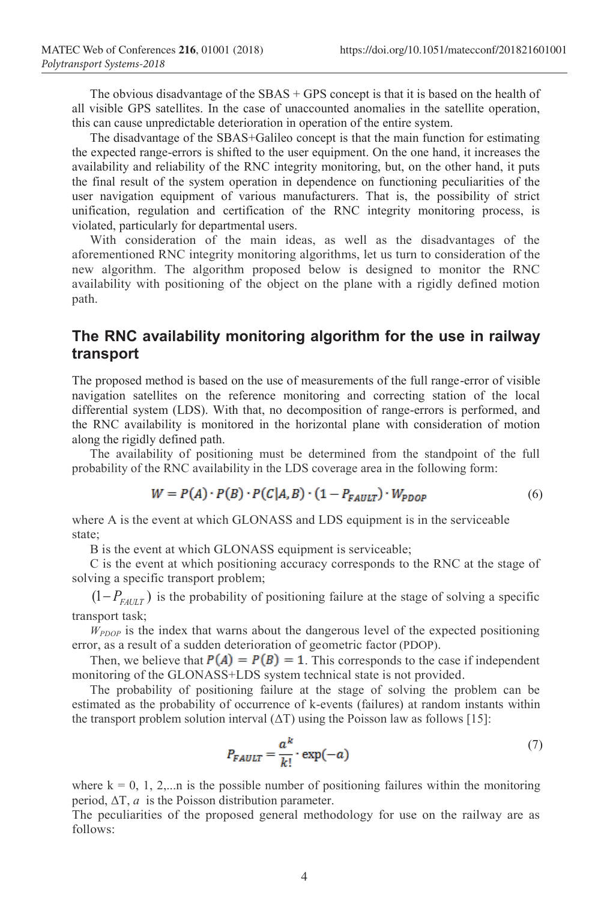The obvious disadvantage of the SBAS + GPS concept is that it is based on the health of all visible GPS satellites. In the case of unaccounted anomalies in the satellite operation, this can cause unpredictable deterioration in operation of the entire system.

The disadvantage of the SBAS+Galileo concept is that the main function for estimating the expected range-errors is shifted to the user equipment. On the one hand, it increases the availability and reliability of the RNC integrity monitoring, but, on the other hand, it puts the final result of the system operation in dependence on functioning peculiarities of the user navigation equipment of various manufacturers. That is, the possibility of strict unification, regulation and certification of the RNC integrity monitoring process, is violated, particularly for departmental users.

With consideration of the main ideas, as well as the disadvantages of the aforementioned RNC integrity monitoring algorithms, let us turn to consideration of the new algorithm. The algorithm proposed below is designed to monitor the RNC availability with positioning of the object on the plane with a rigidly defined motion path.

## The RNC availability monitoring algorithm for the use in railway transport

The proposed method is based on the use of measurements of the full range-error of visible navigation satellites on the reference monitoring and correcting station of the local differential system (LDS). With that, no decomposition of range-errors is performed, and the RNC availability is monitored in the horizontal plane with consideration of motion along the rigidly defined path.

The availability of positioning must be determined from the standpoint of the full probability of the RNC availability in the LDS coverage area in the following form:

$$W = P(A) \cdot P(B) \cdot P(C|A, B) \cdot (1 - P_{FAULT}) \cdot W_{PDOP} \tag{6}$$

where A is the event at which GLONASS and LDS equipment is in the serviceable state;

B is the event at which GLONASS equipment is serviceable;

C is the event at which positioning accuracy corresponds to the RNC at the stage of solving a specific transport problem;

$(1 - P_{FAULT})$ is the probability of positioning failure at the stage of solving a specific transport task;

$W_{PDOP}$ is the index that warns about the dangerous level of the expected positioning error, as a result of a sudden deterioration of geometric factor (PDOP).

Then, we believe that $P(A) = P(B) = 1$. This corresponds to the case if independent monitoring of the GLONASS+LDS system technical state is not provided.

The probability of positioning failure at the stage of solving the problem can be estimated as the probability of occurrence of k-events (failures) at random instants within the transport problem solution interval ($\Delta T$) using the Poisson law as follows [15]:

$$P_{FAULT} = \frac{a^k}{k!} \cdot \exp(-a) \tag{7}$$

where $k = 0, 1, 2, \ldots n$ is the possible number of positioning failures within the monitoring period, $\Delta T$, $a$ is the Poisson distribution parameter.

The peculiarities of the proposed general methodology for use on the railway are as follows: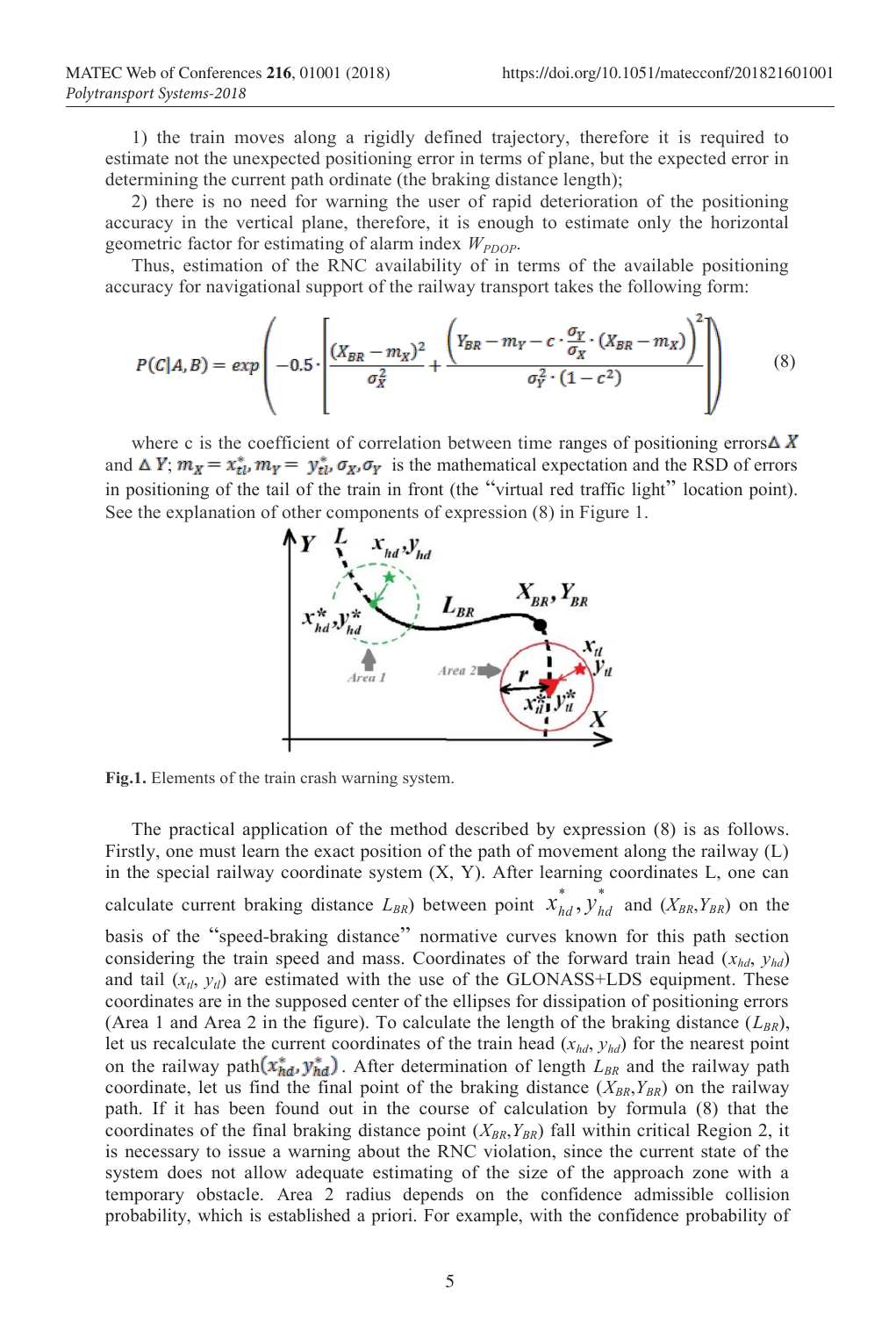1) the train moves along a rigidly defined trajectory, therefore it is required to estimate not the unexpected positioning error in terms of plane, but the expected error in determining the current path ordinate (the braking distance length);

2) there is no need for warning the user of rapid deterioration of the positioning accuracy in the vertical plane, therefore, it is enough to estimate only the horizontal geometric factor for estimating of alarm index $W_{PDOP}$.

Thus, estimation of the RNC availability of in terms of the available positioning accuracy for navigational support of the railway transport takes the following form:

$$P(C|A,B) = exp\left(-0.5\cdot\left[\frac{(X_{BR}-m_X)^2}{\sigma_X^2}+\frac{\left(Y_{BR}-m_Y-c\cdot\frac{\sigma_Y}{\sigma_X}\cdot(X_{BR}-m_X)\right)^2}{\sigma_Y^2\cdot(1-c^2)}\right]\right) \qquad (8)$$

where c is the coefficient of correlation between time ranges of positioning errors $\Delta X$ and $\Delta Y$; $m_X = x_{tl}^*, m_Y = y_{tl}^*, \sigma_X, \sigma_Y$ is the mathematical expectation and the RSD of errors in positioning of the tail of the train in front (the "virtual red traffic light" location point). See the explanation of other components of expression (8) in Figure 1.

**Fig.1.** Elements of the train crash warning system.

The practical application of the method described by expression (8) is as follows. Firstly, one must learn the exact position of the path of movement along the railway (L) in the special railway coordinate system (X, Y). After learning coordinates L, one can calculate current braking distance $L_{BR}$) between point $x_{hd}^*, y_{hd}^*$ and $(X_{BR}, Y_{BR})$ on the basis of the "speed-braking distance" normative curves known for this path section considering the train speed and mass. Coordinates of the forward train head ($x_{hd}$, $y_{hd}$) and tail ($x_{tl}$, $y_{tl}$) are estimated with the use of the GLONASS+LDS equipment. These coordinates are in the supposed center of the ellipses for dissipation of positioning errors (Area 1 and Area 2 in the figure). To calculate the length of the braking distance ($L_{BR}$), let us recalculate the current coordinates of the train head ($x_{hd}$, $y_{hd}$) for the nearest point on the railway path$(x_{hd}^*, y_{hd}^*)$. After determination of length $L_{BR}$ and the railway path coordinate, let us find the final point of the braking distance $(X_{BR}, Y_{BR})$ on the railway path. If it has been found out in the course of calculation by formula (8) that the coordinates of the final braking distance point $(X_{BR}, Y_{BR})$ fall within critical Region 2, it is necessary to issue a warning about the RNC violation, since the current state of the system does not allow adequate estimating of the size of the approach zone with a temporary obstacle. Area 2 radius depends on the confidence admissible collision probability, which is established a priori. For example, with the confidence probability of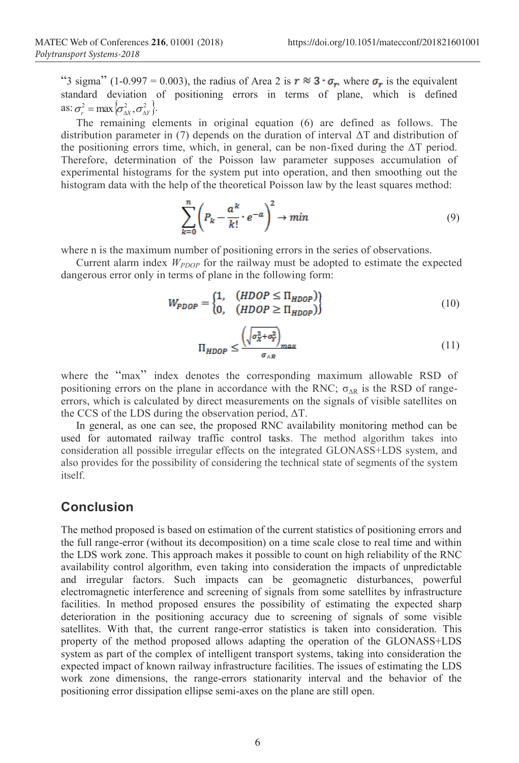"3 sigma" (1-0.997 = 0.003), the radius of Area 2 is $r \approx 3 \cdot \sigma_r$, where $\sigma_r$ is the equivalent standard deviation of positioning errors in terms of plane, which is defined as: $\sigma_r^2 = \max\{\sigma_{\Delta X}^2, \sigma_{\Delta Y}^2\}$.

The remaining elements in original equation (6) are defined as follows. The distribution parameter in (7) depends on the duration of interval ΔT and distribution of the positioning errors time, which, in general, can be non-fixed during the ΔT period. Therefore, determination of the Poisson law parameter supposes accumulation of experimental histograms for the system put into operation, and then smoothing out the histogram data with the help of the theoretical Poisson law by the least squares method:

$$\sum_{k=0}^{n} \left( P_k - \frac{a^k}{k!} \cdot e^{-a} \right)^2 \rightarrow min \tag{9}$$

where n is the maximum number of positioning errors in the series of observations.

Current alarm index $W_{PDOP}$ for the railway must be adopted to estimate the expected dangerous error only in terms of plane in the following form:

$$W_{PDOP} = \begin{Bmatrix} 1, & (HDOP \leq \Pi_{HDOP}) \\ 0, & (HDOP \geq \Pi_{HDOP}) \end{Bmatrix} \tag{10}$$

$$\Pi_{HDOP} \leq \frac{\left(\sqrt{\sigma_X^2 + \sigma_Y^2}\right)_{max}}{\sigma_{\Delta R}} \tag{11}$$

where the "max" index denotes the corresponding maximum allowable RSD of positioning errors on the plane in accordance with the RNC; $\sigma_{\Delta R}$ is the RSD of range-errors, which is calculated by direct measurements on the signals of visible satellites on the CCS of the LDS during the observation period, ΔT.

In general, as one can see, the proposed RNC availability monitoring method can be used for automated railway traffic control tasks. The method algorithm takes into consideration all possible irregular effects on the integrated GLONASS+LDS system, and also provides for the possibility of considering the technical state of segments of the system itself.

## Conclusion

The method proposed is based on estimation of the current statistics of positioning errors and the full range-error (without its decomposition) on a time scale close to real time and within the LDS work zone. This approach makes it possible to count on high reliability of the RNC availability control algorithm, even taking into consideration the impacts of unpredictable and irregular factors. Such impacts can be geomagnetic disturbances, powerful electromagnetic interference and screening of signals from some satellites by infrastructure facilities. In method proposed ensures the possibility of estimating the expected sharp deterioration in the positioning accuracy due to screening of signals of some visible satellites. With that, the current range-error statistics is taken into consideration. This property of the method proposed allows adapting the operation of the GLONASS+LDS system as part of the complex of intelligent transport systems, taking into consideration the expected impact of known railway infrastructure facilities. The issues of estimating the LDS work zone dimensions, the range-errors stationarity interval and the behavior of the positioning error dissipation ellipse semi-axes on the plane are still open.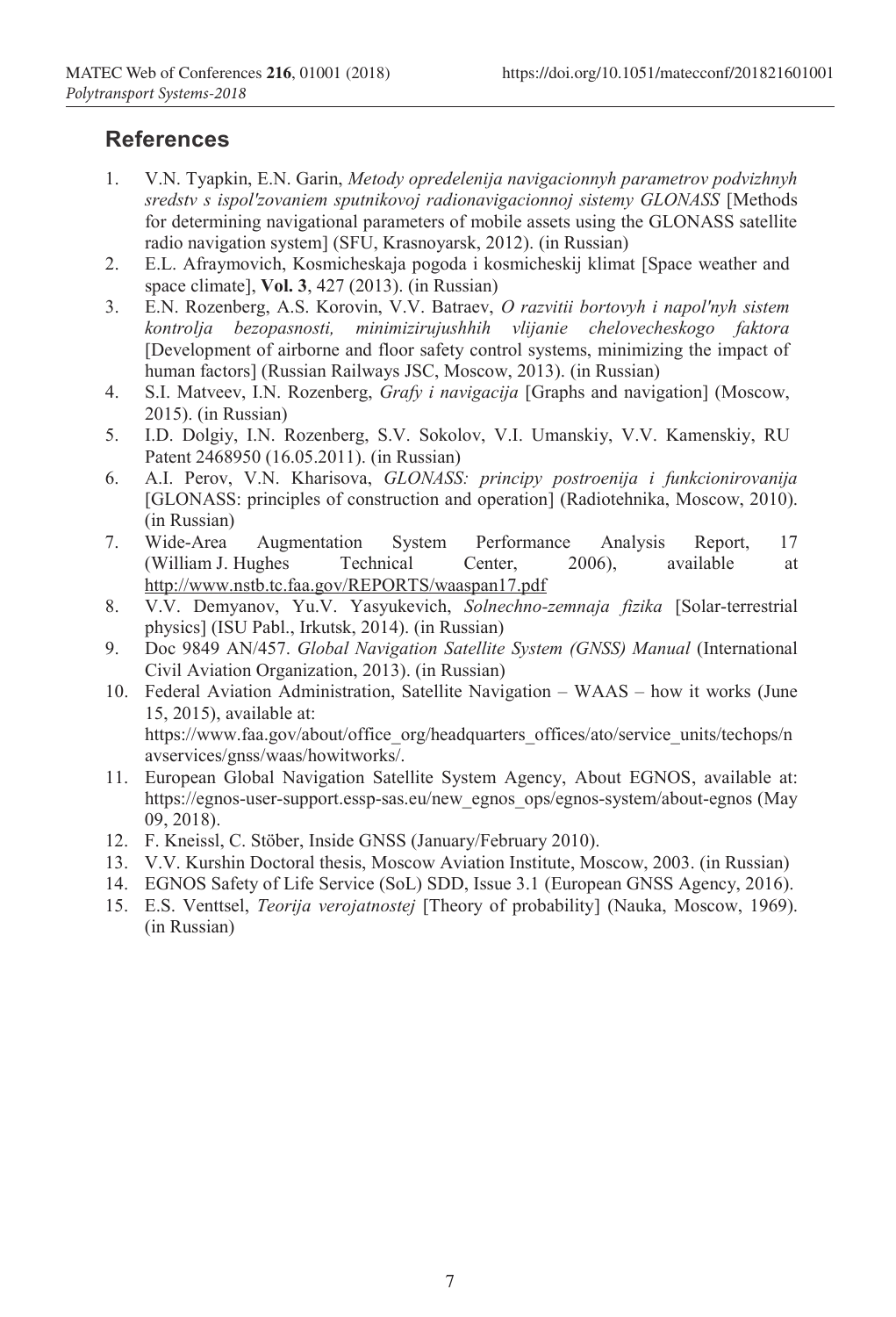## References

1. V.N. Tyapkin, E.N. Garin, *Metody opredelenija navigacionnyh parametrov podvizhnyh sredstv s ispol'zovaniem sputnikovoj radionavigacionnoj sistemy GLONASS* [Methods for determining navigational parameters of mobile assets using the GLONASS satellite radio navigation system] (SFU, Krasnoyarsk, 2012). (in Russian)
2. E.L. Afraymovich, Kosmicheskaja pogoda i kosmicheskij klimat [Space weather and space climate], **Vol. 3**, 427 (2013). (in Russian)
3. E.N. Rozenberg, A.S. Korovin, V.V. Batraev, *O razvitii bortovyh i napol'nyh sistem kontrolja bezopasnosti, minimizirujushhih vlijanie chelovecheskogo faktora* [Development of airborne and floor safety control systems, minimizing the impact of human factors] (Russian Railways JSC, Moscow, 2013). (in Russian)
4. S.I. Matveev, I.N. Rozenberg, *Grafy i navigacija* [Graphs and navigation] (Moscow, 2015). (in Russian)
5. I.D. Dolgiy, I.N. Rozenberg, S.V. Sokolov, V.I. Umanskiy, V.V. Kamenskiy, RU Patent 2468950 (16.05.2011). (in Russian)
6. A.I. Perov, V.N. Kharisova, *GLONASS: principy postroenija i funkcionirovanija* [GLONASS: principles of construction and operation] (Radiotehnika, Moscow, 2010). (in Russian)
7. Wide-Area Augmentation System Performance Analysis Report, 17 (William J. Hughes Technical Center, 2006), available at http://www.nstb.tc.faa.gov/REPORTS/waaspan17.pdf
8. V.V. Demyanov, Yu.V. Yasyukevich, *Solnechno-zemnaja fizika* [Solar-terrestrial physics] (ISU Pabl., Irkutsk, 2014). (in Russian)
9. Doc 9849 AN/457. *Global Navigation Satellite System (GNSS) Manual* (International Civil Aviation Organization, 2013). (in Russian)
10. Federal Aviation Administration, Satellite Navigation – WAAS – how it works (June 15, 2015), available at: https://www.faa.gov/about/office_org/headquarters_offices/ato/service_units/techops/navservices/gnss/waas/howitworks/.
11. European Global Navigation Satellite System Agency, About EGNOS, available at: https://egnos-user-support.essp-sas.eu/new_egnos_ops/egnos-system/about-egnos (May 09, 2018).
12. F. Kneissl, C. Stöber, Inside GNSS (January/February 2010).
13. V.V. Kurshin Doctoral thesis, Moscow Aviation Institute, Moscow, 2003. (in Russian)
14. EGNOS Safety of Life Service (SoL) SDD, Issue 3.1 (European GNSS Agency, 2016).
15. E.S. Venttsel, *Teorija verojatnostej* [Theory of probability] (Nauka, Moscow, 1969). (in Russian)